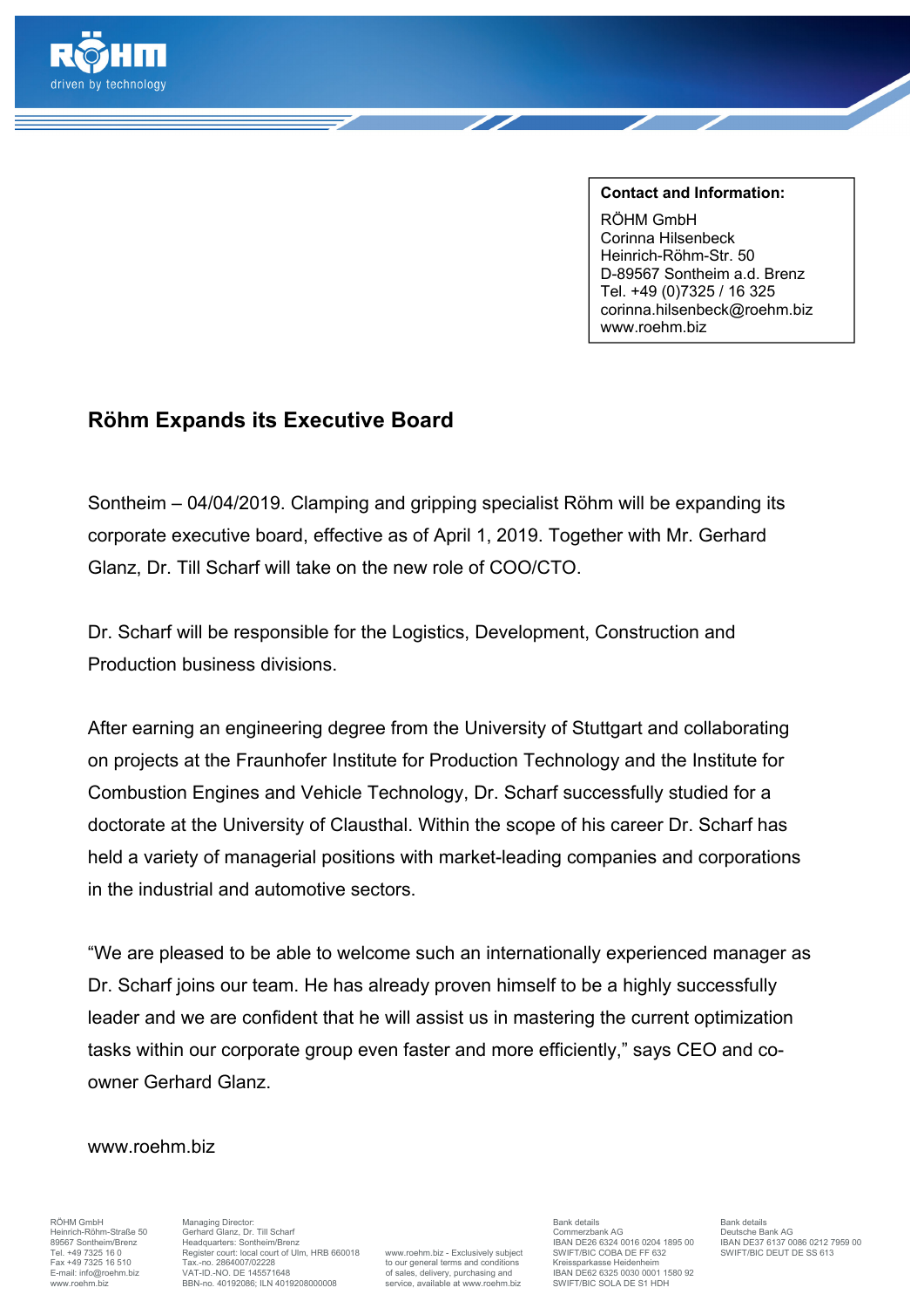**Contact and Information:**

RÖHM GmbH
Corinna Hilsenbeck
Heinrich-Röhm-Str. 50
D-89567 Sontheim a.d. Brenz
Tel. +49 (0)7325 / 16 325
corinna.hilsenbeck@roehm.biz
www.roehm.biz

## Röhm Expands its Executive Board

Sontheim – 04/04/2019. Clamping and gripping specialist Röhm will be expanding its corporate executive board, effective as of April 1, 2019. Together with Mr. Gerhard Glanz, Dr. Till Scharf will take on the new role of COO/CTO.

Dr. Scharf will be responsible for the Logistics, Development, Construction and Production business divisions.

After earning an engineering degree from the University of Stuttgart and collaborating on projects at the Fraunhofer Institute for Production Technology and the Institute for Combustion Engines and Vehicle Technology, Dr. Scharf successfully studied for a doctorate at the University of Clausthal. Within the scope of his career Dr. Scharf has held a variety of managerial positions with market-leading companies and corporations in the industrial and automotive sectors.

“We are pleased to be able to welcome such an internationally experienced manager as Dr. Scharf joins our team. He has already proven himself to be a highly successfully leader and we are confident that he will assist us in mastering the current optimization tasks within our corporate group even faster and more efficiently,” says CEO and co-owner Gerhard Glanz.

www.roehm.biz

RÖHM GmbH
Heinrich-Röhm-Straße 50
89567 Sontheim/Brenz
Tel. +49 7325 16 0
Fax +49 7325 16 510
E-mail: info@roehm.biz
www.roehm.biz

Managing Director:
Gerhard Glanz, Dr. Till Scharf
Headquarters: Sontheim/Brenz
Register court: local court of Ulm, HRB 660018
Tax.-no. 2864007/02228
VAT-ID.-NO. DE 145571648
BBN-no. 40192086; ILN 4019208000008

www.roehm.biz - Exclusively subject to our general terms and conditions of sales, delivery, purchasing and service, available at www.roehm.biz

Bank details
Commerzbank AG
IBAN DE26 6324 0016 0204 1895 00
SWIFT/BIC COBA DE FF 632
Kreissparkasse Heidenheim
IBAN DE62 6325 0030 0001 1580 92
SWIFT/BIC SOLA DE S1 HDH

Bank details
Deutsche Bank AG
IBAN DE37 6137 0086 0212 7959 00
SWIFT/BIC DEUT DE SS 613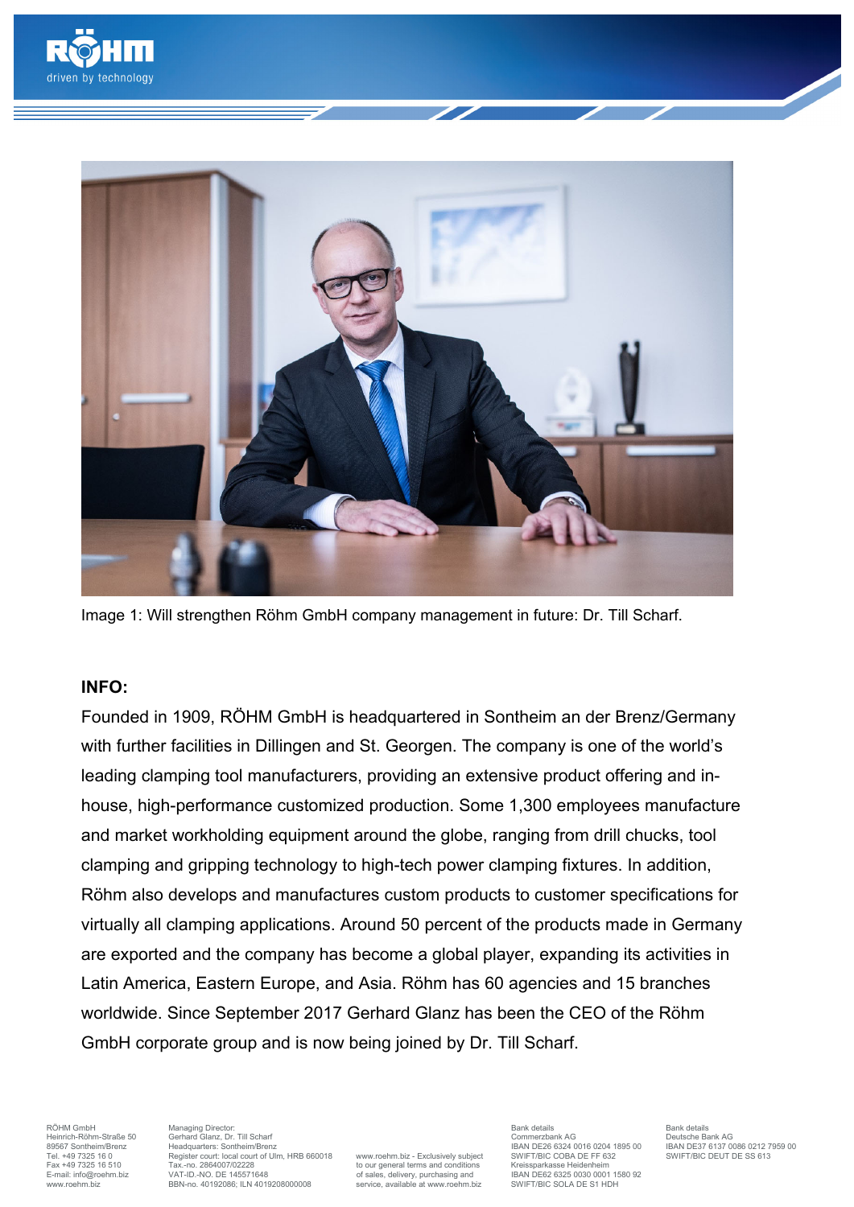Image 1: Will strengthen Röhm GmbH company management in future: Dr. Till Scharf.

**INFO:**

Founded in 1909, RÖHM GmbH is headquartered in Sontheim an der Brenz/Germany with further facilities in Dillingen and St. Georgen. The company is one of the world's leading clamping tool manufacturers, providing an extensive product offering and in-house, high-performance customized production. Some 1,300 employees manufacture and market workholding equipment around the globe, ranging from drill chucks, tool clamping and gripping technology to high-tech power clamping fixtures. In addition, Röhm also develops and manufactures custom products to customer specifications for virtually all clamping applications. Around 50 percent of the products made in Germany are exported and the company has become a global player, expanding its activities in Latin America, Eastern Europe, and Asia. Röhm has 60 agencies and 15 branches worldwide. Since September 2017 Gerhard Glanz has been the CEO of the Röhm GmbH corporate group and is now being joined by Dr. Till Scharf.